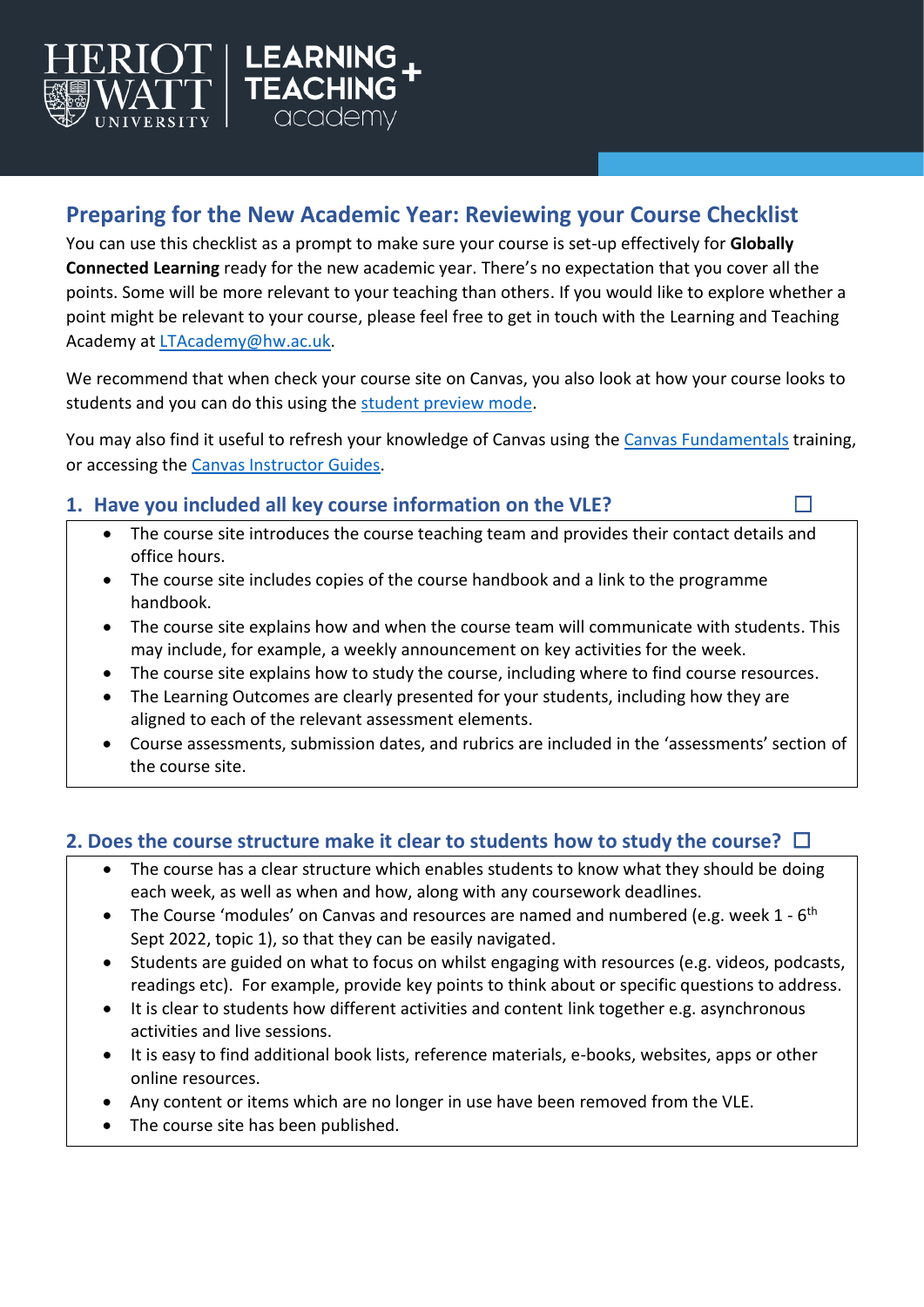## Preparing for the New Academic Year: Reviewing your Course Checklist

You can use this checklist as a prompt to make sure your course is set-up effectively for **Globally Connected Learning** ready for the new academic year. There's no expectation that you cover all the points. Some will be more relevant to your teaching than others. If you would like to explore whether a point might be relevant to your course, please feel free to get in touch with the Learning and Teaching Academy at LTAcademy@hw.ac.uk.

We recommend that when check your course site on Canvas, you also look at how your course looks to students and you can do this using the student preview mode.

You may also find it useful to refresh your knowledge of Canvas using the Canvas Fundamentals training, or accessing the Canvas Instructor Guides.

### 1. Have you included all key course information on the VLE? ☐

- The course site introduces the course teaching team and provides their contact details and office hours.
- The course site includes copies of the course handbook and a link to the programme handbook.
- The course site explains how and when the course team will communicate with students. This may include, for example, a weekly announcement on key activities for the week.
- The course site explains how to study the course, including where to find course resources.
- The Learning Outcomes are clearly presented for your students, including how they are aligned to each of the relevant assessment elements.
- Course assessments, submission dates, and rubrics are included in the 'assessments' section of the course site.

### 2. Does the course structure make it clear to students how to study the course? ☐

- The course has a clear structure which enables students to know what they should be doing each week, as well as when and how, along with any coursework deadlines.
- The Course 'modules' on Canvas and resources are named and numbered (e.g. week 1 - 6th Sept 2022, topic 1), so that they can be easily navigated.
- Students are guided on what to focus on whilst engaging with resources (e.g. videos, podcasts, readings etc). For example, provide key points to think about or specific questions to address.
- It is clear to students how different activities and content link together e.g. asynchronous activities and live sessions.
- It is easy to find additional book lists, reference materials, e-books, websites, apps or other online resources.
- Any content or items which are no longer in use have been removed from the VLE.
- The course site has been published.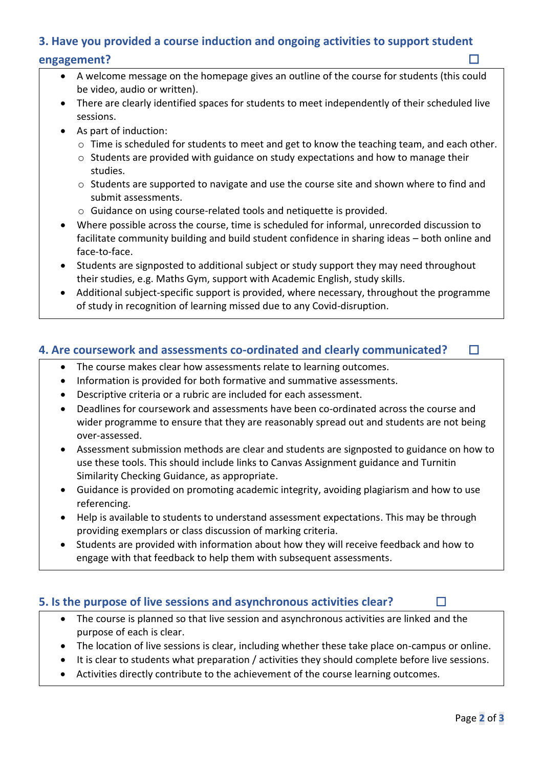### 3. Have you provided a course induction and ongoing activities to support student engagement? ☐

- A welcome message on the homepage gives an outline of the course for students (this could be video, audio or written).
- There are clearly identified spaces for students to meet independently of their scheduled live sessions.
- As part of induction:
  - Time is scheduled for students to meet and get to know the teaching team, and each other.
  - Students are provided with guidance on study expectations and how to manage their studies.
  - Students are supported to navigate and use the course site and shown where to find and submit assessments.
  - Guidance on using course-related tools and netiquette is provided.
- Where possible across the course, time is scheduled for informal, unrecorded discussion to facilitate community building and build student confidence in sharing ideas – both online and face-to-face.
- Students are signposted to additional subject or study support they may need throughout their studies, e.g. Maths Gym, support with Academic English, study skills.
- Additional subject-specific support is provided, where necessary, throughout the programme of study in recognition of learning missed due to any Covid-disruption.

### 4. Are coursework and assessments co-ordinated and clearly communicated? ☐

- The course makes clear how assessments relate to learning outcomes.
- Information is provided for both formative and summative assessments.
- Descriptive criteria or a rubric are included for each assessment.
- Deadlines for coursework and assessments have been co-ordinated across the course and wider programme to ensure that they are reasonably spread out and students are not being over-assessed.
- Assessment submission methods are clear and students are signposted to guidance on how to use these tools. This should include links to Canvas Assignment guidance and Turnitin Similarity Checking Guidance, as appropriate.
- Guidance is provided on promoting academic integrity, avoiding plagiarism and how to use referencing.
- Help is available to students to understand assessment expectations. This may be through providing exemplars or class discussion of marking criteria.
- Students are provided with information about how they will receive feedback and how to engage with that feedback to help them with subsequent assessments.

### 5. Is the purpose of live sessions and asynchronous activities clear? ☐

- The course is planned so that live session and asynchronous activities are linked and the purpose of each is clear.
- The location of live sessions is clear, including whether these take place on-campus or online.
- It is clear to students what preparation / activities they should complete before live sessions.
- Activities directly contribute to the achievement of the course learning outcomes.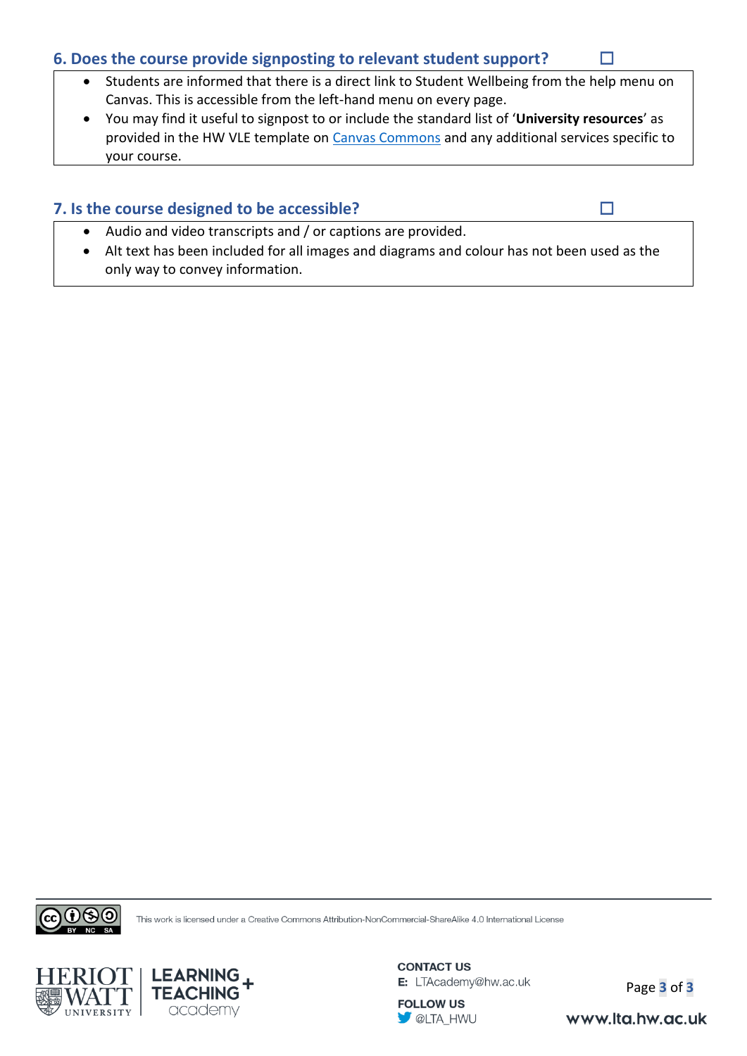## 6. Does the course provide signposting to relevant student support? ☐

- Students are informed that there is a direct link to Student Wellbeing from the help menu on Canvas. This is accessible from the left-hand menu on every page.
- You may find it useful to signpost to or include the standard list of '**University resources**' as provided in the HW VLE template on Canvas Commons and any additional services specific to your course.

## 7. Is the course designed to be accessible? ☐

- Audio and video transcripts and / or captions are provided.
- Alt text has been included for all images and diagrams and colour has not been used as the only way to convey information.

This work is licensed under a Creative Commons Attribution-NonCommercial-ShareAlike 4.0 International License

**CONTACT US**
**E:** LTAcademy@hw.ac.uk

**FOLLOW US**
@LTA_HWU

www.lta.hw.ac.uk